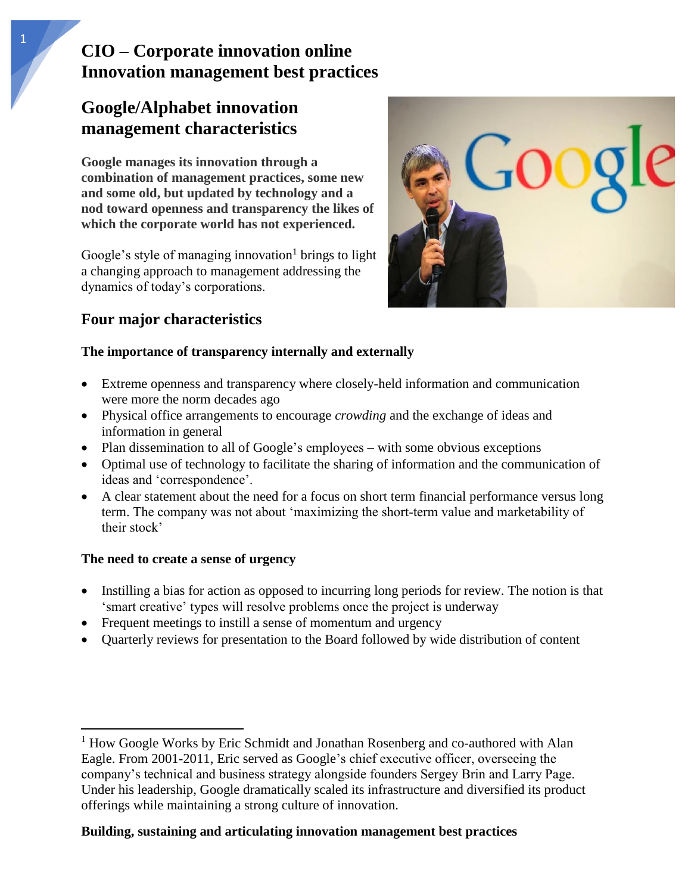# CIO – Corporate innovation online
# Innovation management best practices

## Google/Alphabet innovation management characteristics

**Google manages its innovation through a combination of management practices, some new and some old, but updated by technology and a nod toward openness and transparency the likes of which the corporate world has not experienced.**

Google's style of managing innovation[1] brings to light a changing approach to management addressing the dynamics of today's corporations.

## Four major characteristics

### The importance of transparency internally and externally

- Extreme openness and transparency where closely-held information and communication were more the norm decades ago
- Physical office arrangements to encourage *crowding* and the exchange of ideas and information in general
- Plan dissemination to all of Google's employees – with some obvious exceptions
- Optimal use of technology to facilitate the sharing of information and the communication of ideas and 'correspondence'.
- A clear statement about the need for a focus on short term financial performance versus long term. The company was not about 'maximizing the short-term value and marketability of their stock'

### The need to create a sense of urgency

- Instilling a bias for action as opposed to incurring long periods for review. The notion is that 'smart creative' types will resolve problems once the project is underway
- Frequent meetings to instill a sense of momentum and urgency
- Quarterly reviews for presentation to the Board followed by wide distribution of content

[1] How Google Works by Eric Schmidt and Jonathan Rosenberg and co-authored with Alan Eagle. From 2001-2011, Eric served as Google's chief executive officer, overseeing the company's technical and business strategy alongside founders Sergey Brin and Larry Page. Under his leadership, Google dramatically scaled its infrastructure and diversified its product offerings while maintaining a strong culture of innovation.

**Building, sustaining and articulating innovation management best practices**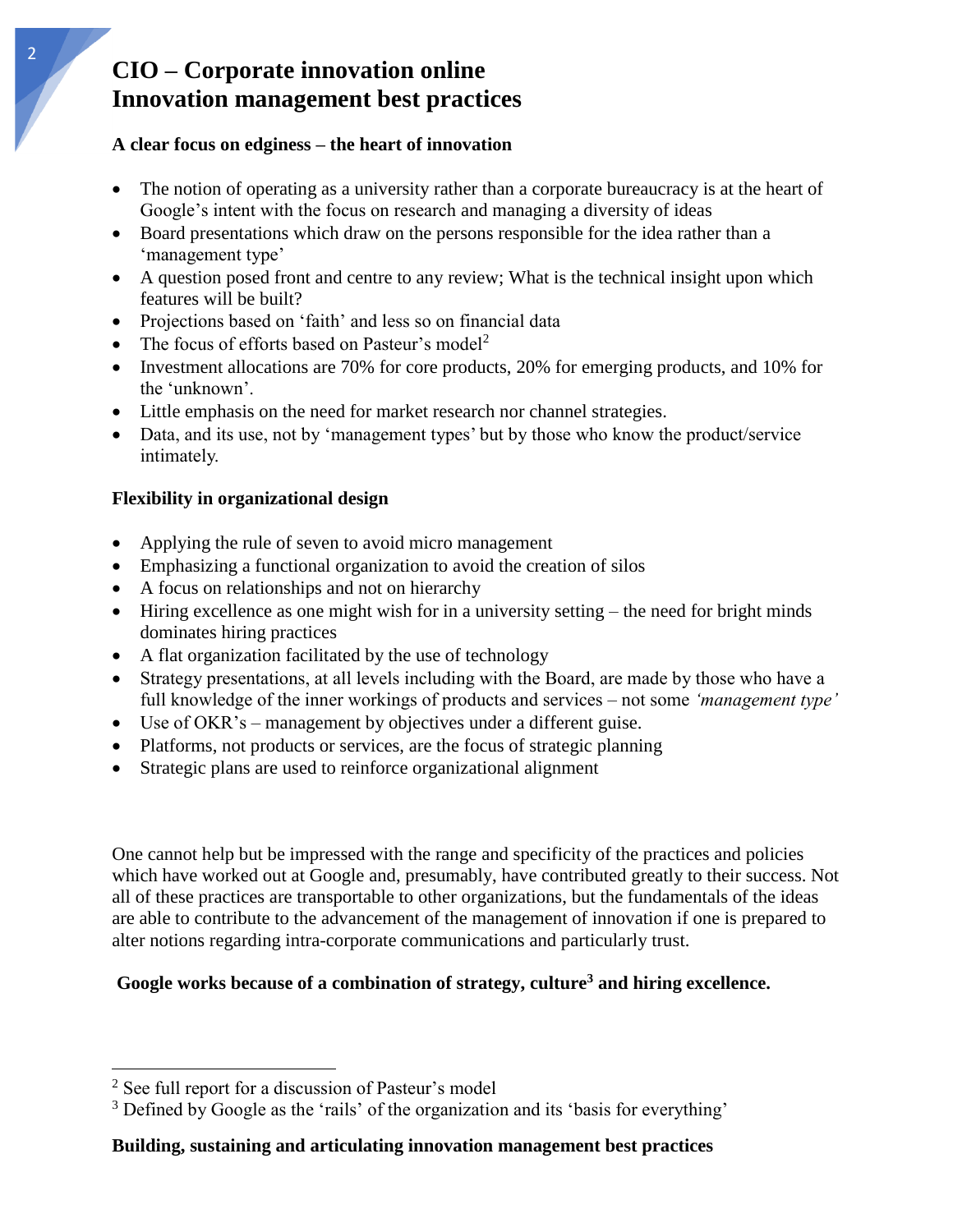# CIO – Corporate innovation online
# Innovation management best practices

### A clear focus on edginess – the heart of innovation

- The notion of operating as a university rather than a corporate bureaucracy is at the heart of Google's intent with the focus on research and managing a diversity of ideas
- Board presentations which draw on the persons responsible for the idea rather than a 'management type'
- A question posed front and centre to any review; What is the technical insight upon which features will be built?
- Projections based on 'faith' and less so on financial data
- The focus of efforts based on Pasteur's model[2]
- Investment allocations are 70% for core products, 20% for emerging products, and 10% for the 'unknown'.
- Little emphasis on the need for market research nor channel strategies.
- Data, and its use, not by 'management types' but by those who know the product/service intimately.

### Flexibility in organizational design

- Applying the rule of seven to avoid micro management
- Emphasizing a functional organization to avoid the creation of silos
- A focus on relationships and not on hierarchy
- Hiring excellence as one might wish for in a university setting – the need for bright minds dominates hiring practices
- A flat organization facilitated by the use of technology
- Strategy presentations, at all levels including with the Board, are made by those who have a full knowledge of the inner workings of products and services – not some *'management type'*
- Use of OKR's – management by objectives under a different guise.
- Platforms, not products or services, are the focus of strategic planning
- Strategic plans are used to reinforce organizational alignment

One cannot help but be impressed with the range and specificity of the practices and policies which have worked out at Google and, presumably, have contributed greatly to their success. Not all of these practices are transportable to other organizations, but the fundamentals of the ideas are able to contribute to the advancement of the management of innovation if one is prepared to alter notions regarding intra-corporate communications and particularly trust.

**Google works because of a combination of strategy, culture[3] and hiring excellence.**

[2] See full report for a discussion of Pasteur's model

[3] Defined by Google as the 'rails' of the organization and its 'basis for everything'

**Building, sustaining and articulating innovation management best practices**